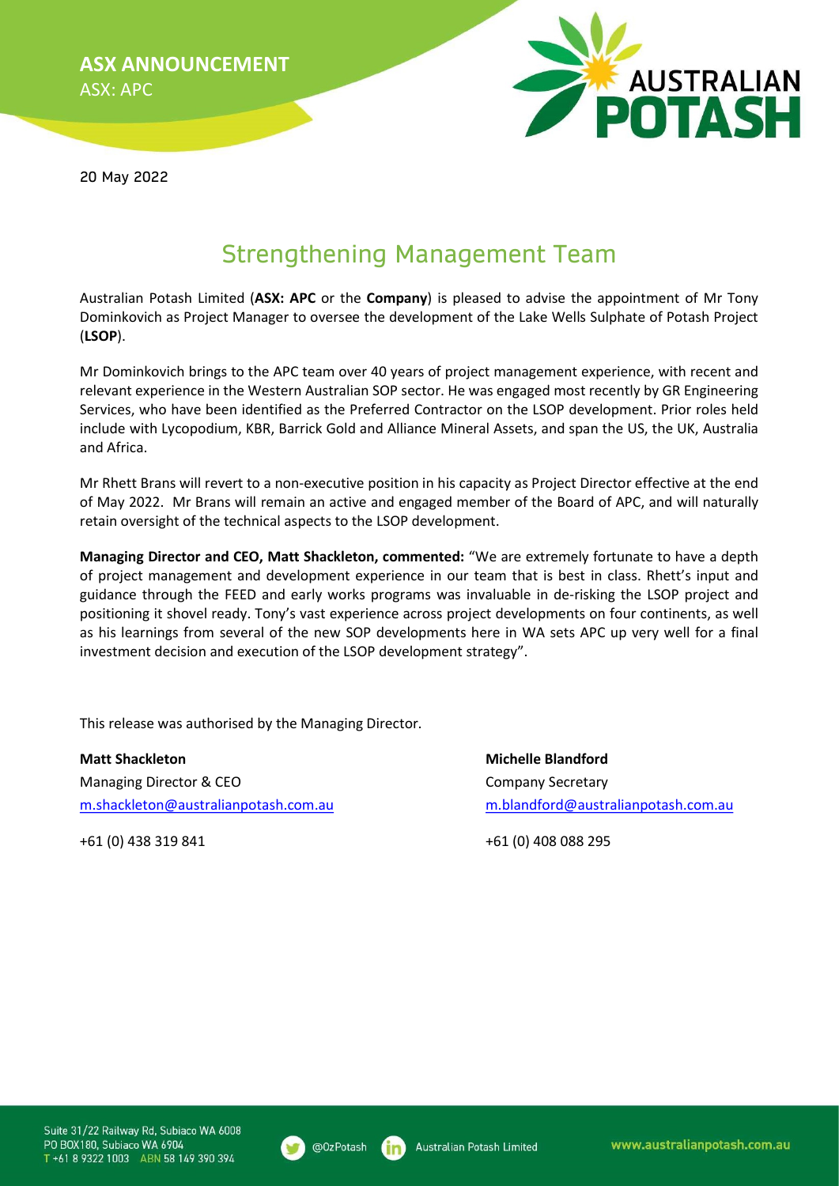**ASX ANNOUNCEMENT**
ASX: APC

20 May 2022

# Strengthening Management Team

Australian Potash Limited (**ASX: APC** or the **Company**) is pleased to advise the appointment of Mr Tony Dominkovich as Project Manager to oversee the development of the Lake Wells Sulphate of Potash Project (**LSOP**).

Mr Dominkovich brings to the APC team over 40 years of project management experience, with recent and relevant experience in the Western Australian SOP sector. He was engaged most recently by GR Engineering Services, who have been identified as the Preferred Contractor on the LSOP development. Prior roles held include with Lycopodium, KBR, Barrick Gold and Alliance Mineral Assets, and span the US, the UK, Australia and Africa.

Mr Rhett Brans will revert to a non-executive position in his capacity as Project Director effective at the end of May 2022. Mr Brans will remain an active and engaged member of the Board of APC, and will naturally retain oversight of the technical aspects to the LSOP development.

**Managing Director and CEO, Matt Shackleton, commented:** "We are extremely fortunate to have a depth of project management and development experience in our team that is best in class. Rhett's input and guidance through the FEED and early works programs was invaluable in de-risking the LSOP project and positioning it shovel ready. Tony's vast experience across project developments on four continents, as well as his learnings from several of the new SOP developments here in WA sets APC up very well for a final investment decision and execution of the LSOP development strategy".

This release was authorised by the Managing Director.

**Matt Shackleton**
Managing Director & CEO
m.shackleton@australianpotash.com.au

+61 (0) 438 319 841

**Michelle Blandford**
Company Secretary
m.blandford@australianpotash.com.au

+61 (0) 408 088 295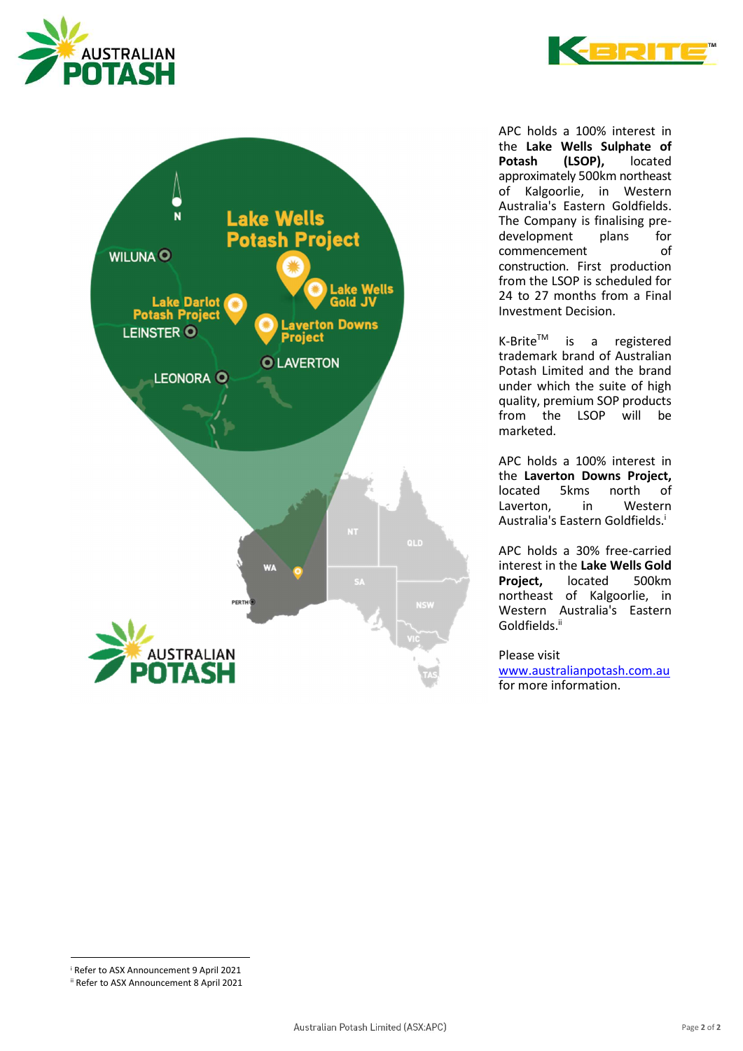APC holds a 100% interest in the **Lake Wells Sulphate of Potash (LSOP),** located approximately 500km northeast of Kalgoorlie, in Western Australia's Eastern Goldfields. The Company is finalising pre-development plans for commencement of construction. First production from the LSOP is scheduled for 24 to 27 months from a Final Investment Decision.

K-Brite™ is a registered trademark brand of Australian Potash Limited and the brand under which the suite of high quality, premium SOP products from the LSOP will be marketed.

APC holds a 100% interest in the **Laverton Downs Project,** located 5kms north of Laverton, in Western Australia's Eastern Goldfields.[i]

APC holds a 30% free-carried interest in the **Lake Wells Gold Project,** located 500km northeast of Kalgoorlie, in Western Australia's Eastern Goldfields.[ii]

Please visit
www.australianpotash.com.au
for more information.

[i] Refer to ASX Announcement 9 April 2021

[ii] Refer to ASX Announcement 8 April 2021